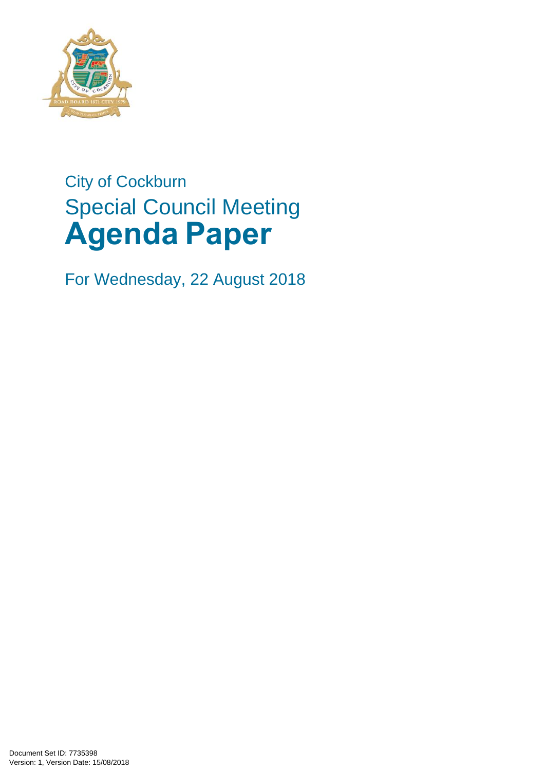City of Cockburn

Special Council Meeting

# Agenda Paper

For Wednesday, 22 August 2018

Document Set ID: 7735398
Version: 1, Version Date: 15/08/2018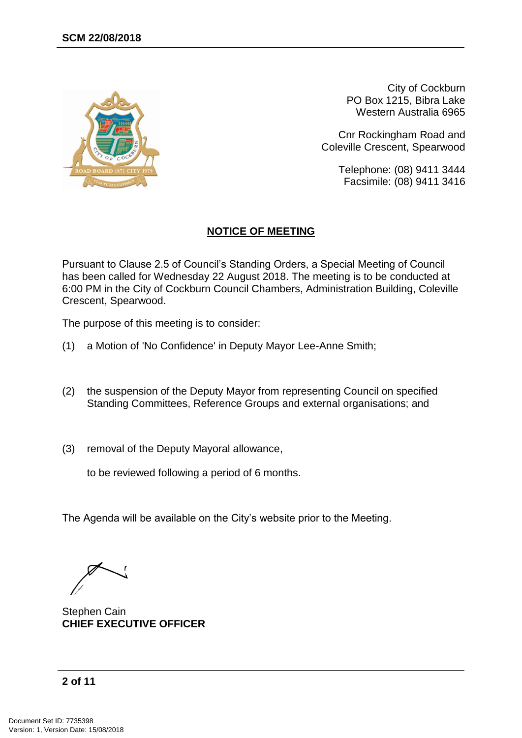City of Cockburn
PO Box 1215, Bibra Lake
Western Australia 6965

Cnr Rockingham Road and
Coleville Crescent, Spearwood

Telephone: (08) 9411 3444
Facsimile: (08) 9411 3416

## NOTICE OF MEETING

Pursuant to Clause 2.5 of Council's Standing Orders, a Special Meeting of Council has been called for Wednesday 22 August 2018. The meeting is to be conducted at 6:00 PM in the City of Cockburn Council Chambers, Administration Building, Coleville Crescent, Spearwood.

The purpose of this meeting is to consider:

(1) a Motion of 'No Confidence' in Deputy Mayor Lee-Anne Smith;

(2) the suspension of the Deputy Mayor from representing Council on specified Standing Committees, Reference Groups and external organisations; and

(3) removal of the Deputy Mayoral allowance,

to be reviewed following a period of 6 months.

The Agenda will be available on the City's website prior to the Meeting.

Stephen Cain
**CHIEF EXECUTIVE OFFICER**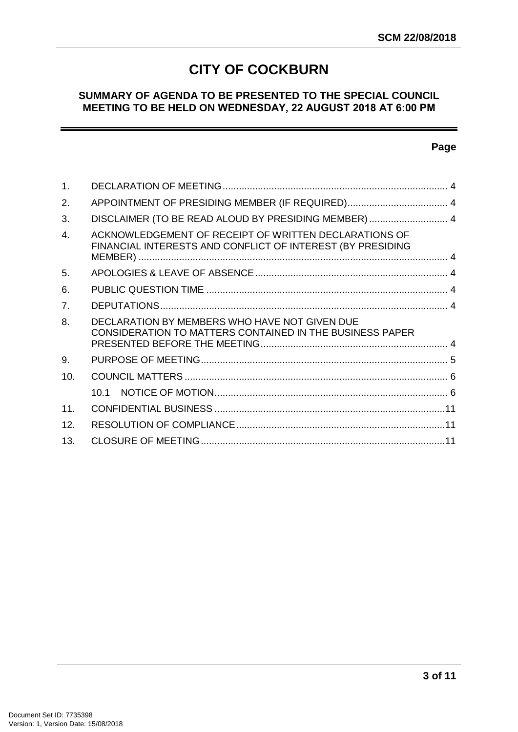# CITY OF COCKBURN

## SUMMARY OF AGENDA TO BE PRESENTED TO THE SPECIAL COUNCIL MEETING TO BE HELD ON WEDNESDAY, 22 AUGUST 2018 AT 6:00 PM

| | | Page |
|---|---|---|
| 1. | DECLARATION OF MEETING | 4 |
| 2. | APPOINTMENT OF PRESIDING MEMBER (IF REQUIRED) | 4 |
| 3. | DISCLAIMER (TO BE READ ALOUD BY PRESIDING MEMBER) | 4 |
| 4. | ACKNOWLEDGEMENT OF RECEIPT OF WRITTEN DECLARATIONS OF FINANCIAL INTERESTS AND CONFLICT OF INTEREST (BY PRESIDING MEMBER) | 4 |
| 5. | APOLOGIES & LEAVE OF ABSENCE | 4 |
| 6. | PUBLIC QUESTION TIME | 4 |
| 7. | DEPUTATIONS | 4 |
| 8. | DECLARATION BY MEMBERS WHO HAVE NOT GIVEN DUE CONSIDERATION TO MATTERS CONTAINED IN THE BUSINESS PAPER PRESENTED BEFORE THE MEETING | 4 |
| 9. | PURPOSE OF MEETING | 5 |
| 10. | COUNCIL MATTERS | 6 |
| | 10.1 NOTICE OF MOTION | 6 |
| 11. | CONFIDENTIAL BUSINESS | 11 |
| 12. | RESOLUTION OF COMPLIANCE | 11 |
| 13. | CLOSURE OF MEETING | 11 |

Document Set ID: 7735398
Version: 1, Version Date: 15/08/2018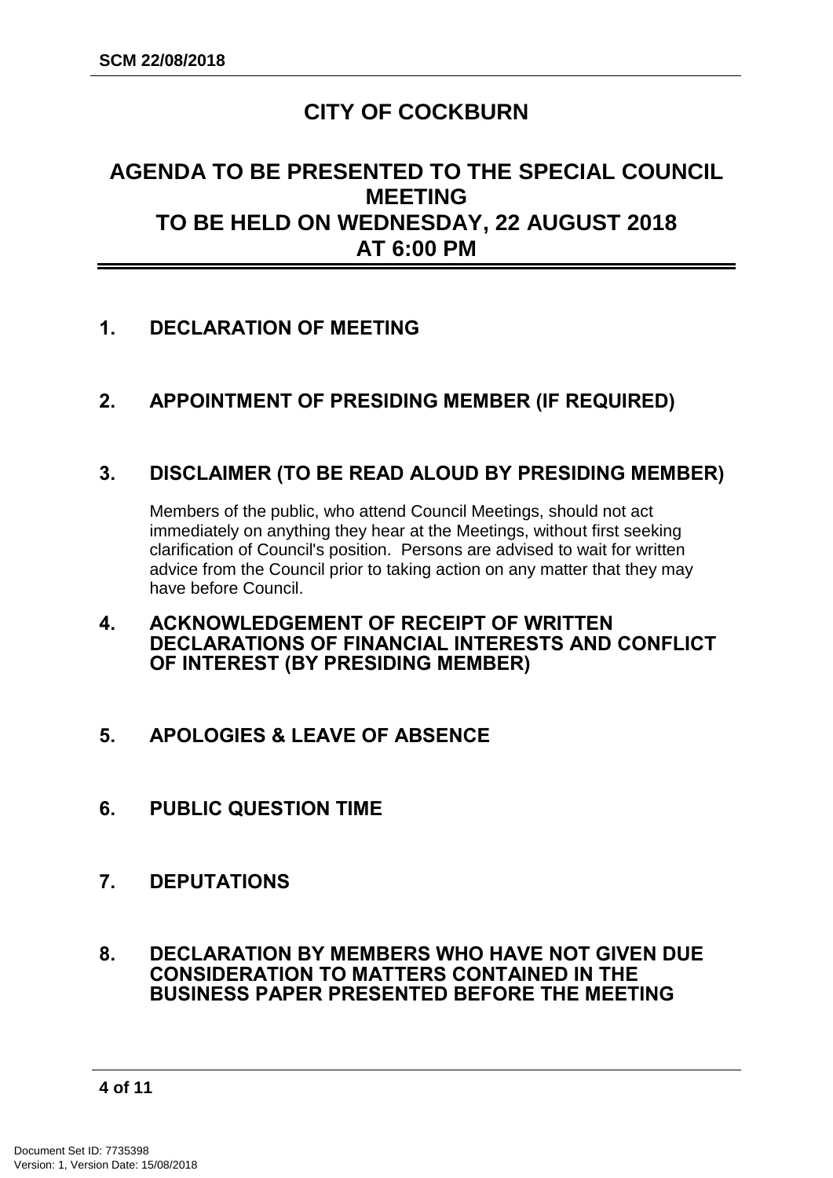# CITY OF COCKBURN

## AGENDA TO BE PRESENTED TO THE SPECIAL COUNCIL MEETING TO BE HELD ON WEDNESDAY, 22 AUGUST 2018 AT 6:00 PM

### 1. DECLARATION OF MEETING

### 2. APPOINTMENT OF PRESIDING MEMBER (IF REQUIRED)

### 3. DISCLAIMER (TO BE READ ALOUD BY PRESIDING MEMBER)

Members of the public, who attend Council Meetings, should not act immediately on anything they hear at the Meetings, without first seeking clarification of Council's position. Persons are advised to wait for written advice from the Council prior to taking action on any matter that they may have before Council.

### 4. ACKNOWLEDGEMENT OF RECEIPT OF WRITTEN DECLARATIONS OF FINANCIAL INTERESTS AND CONFLICT OF INTEREST (BY PRESIDING MEMBER)

### 5. APOLOGIES & LEAVE OF ABSENCE

### 6. PUBLIC QUESTION TIME

### 7. DEPUTATIONS

### 8. DECLARATION BY MEMBERS WHO HAVE NOT GIVEN DUE CONSIDERATION TO MATTERS CONTAINED IN THE BUSINESS PAPER PRESENTED BEFORE THE MEETING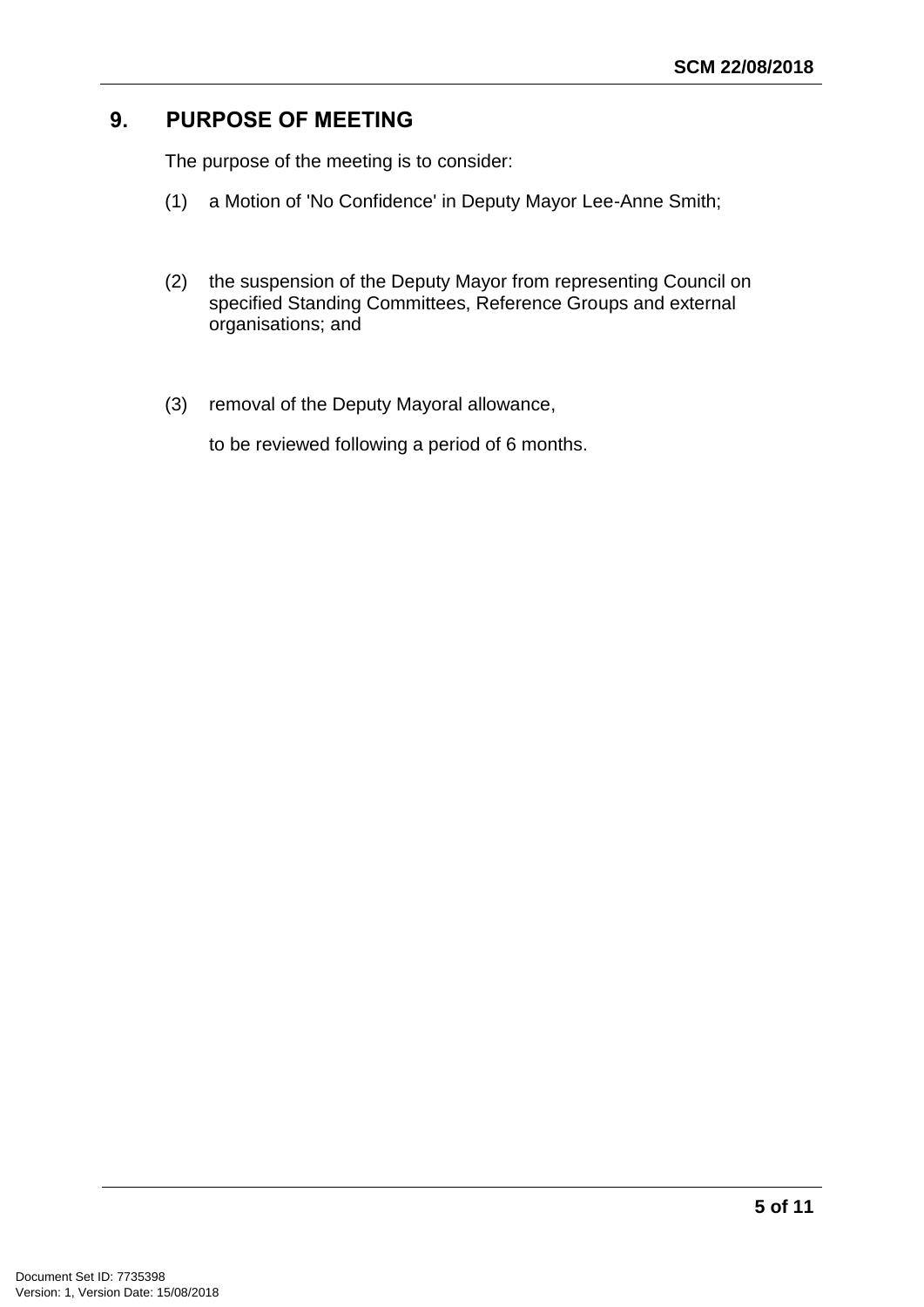## 9. PURPOSE OF MEETING

The purpose of the meeting is to consider:

(1) a Motion of 'No Confidence' in Deputy Mayor Lee-Anne Smith;

(2) the suspension of the Deputy Mayor from representing Council on specified Standing Committees, Reference Groups and external organisations; and

(3) removal of the Deputy Mayoral allowance,

to be reviewed following a period of 6 months.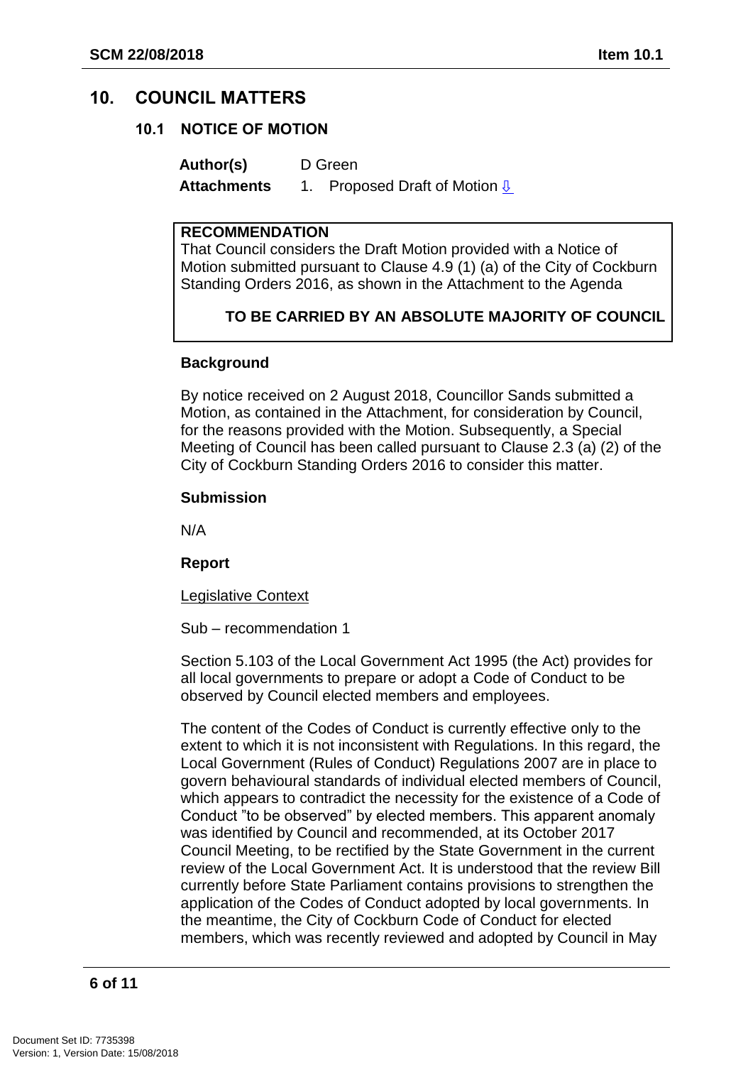## 10. COUNCIL MATTERS

### 10.1 NOTICE OF MOTION

**Author(s)** D Green

**Attachments** 1. Proposed Draft of Motion ⇩

> **RECOMMENDATION**
>
> That Council considers the Draft Motion provided with a Notice of Motion submitted pursuant to Clause 4.9 (1) (a) of the City of Cockburn Standing Orders 2016, as shown in the Attachment to the Agenda
>
> **TO BE CARRIED BY AN ABSOLUTE MAJORITY OF COUNCIL**

**Background**

By notice received on 2 August 2018, Councillor Sands submitted a Motion, as contained in the Attachment, for consideration by Council, for the reasons provided with the Motion. Subsequently, a Special Meeting of Council has been called pursuant to Clause 2.3 (a) (2) of the City of Cockburn Standing Orders 2016 to consider this matter.

**Submission**

N/A

**Report**

Legislative Context

Sub – recommendation 1

Section 5.103 of the Local Government Act 1995 (the Act) provides for all local governments to prepare or adopt a Code of Conduct to be observed by Council elected members and employees.

The content of the Codes of Conduct is currently effective only to the extent to which it is not inconsistent with Regulations. In this regard, the Local Government (Rules of Conduct) Regulations 2007 are in place to govern behavioural standards of individual elected members of Council, which appears to contradict the necessity for the existence of a Code of Conduct "to be observed" by elected members. This apparent anomaly was identified by Council and recommended, at its October 2017 Council Meeting, to be rectified by the State Government in the current review of the Local Government Act. It is understood that the review Bill currently before State Parliament contains provisions to strengthen the application of the Codes of Conduct adopted by local governments. In the meantime, the City of Cockburn Code of Conduct for elected members, which was recently reviewed and adopted by Council in May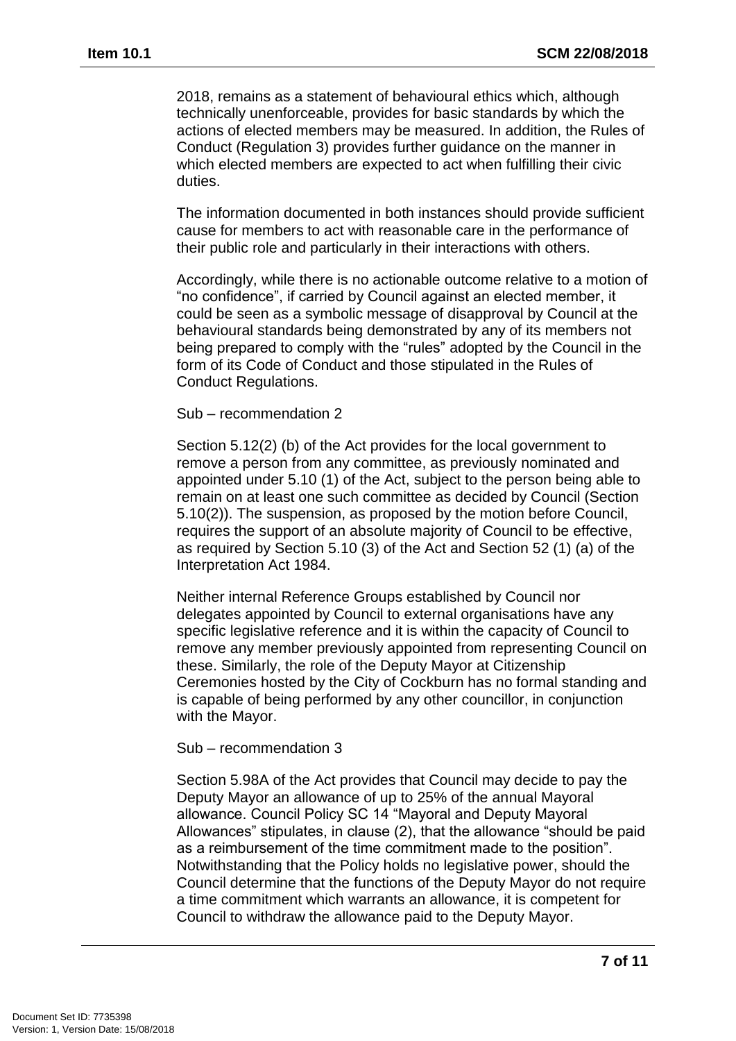2018, remains as a statement of behavioural ethics which, although technically unenforceable, provides for basic standards by which the actions of elected members may be measured. In addition, the Rules of Conduct (Regulation 3) provides further guidance on the manner in which elected members are expected to act when fulfilling their civic duties.

The information documented in both instances should provide sufficient cause for members to act with reasonable care in the performance of their public role and particularly in their interactions with others.

Accordingly, while there is no actionable outcome relative to a motion of "no confidence", if carried by Council against an elected member, it could be seen as a symbolic message of disapproval by Council at the behavioural standards being demonstrated by any of its members not being prepared to comply with the "rules" adopted by the Council in the form of its Code of Conduct and those stipulated in the Rules of Conduct Regulations.

Sub – recommendation 2

Section 5.12(2) (b) of the Act provides for the local government to remove a person from any committee, as previously nominated and appointed under 5.10 (1) of the Act, subject to the person being able to remain on at least one such committee as decided by Council (Section 5.10(2)). The suspension, as proposed by the motion before Council, requires the support of an absolute majority of Council to be effective, as required by Section 5.10 (3) of the Act and Section 52 (1) (a) of the Interpretation Act 1984.

Neither internal Reference Groups established by Council nor delegates appointed by Council to external organisations have any specific legislative reference and it is within the capacity of Council to remove any member previously appointed from representing Council on these. Similarly, the role of the Deputy Mayor at Citizenship Ceremonies hosted by the City of Cockburn has no formal standing and is capable of being performed by any other councillor, in conjunction with the Mayor.

Sub – recommendation 3

Section 5.98A of the Act provides that Council may decide to pay the Deputy Mayor an allowance of up to 25% of the annual Mayoral allowance. Council Policy SC 14 "Mayoral and Deputy Mayoral Allowances" stipulates, in clause (2), that the allowance "should be paid as a reimbursement of the time commitment made to the position". Notwithstanding that the Policy holds no legislative power, should the Council determine that the functions of the Deputy Mayor do not require a time commitment which warrants an allowance, it is competent for Council to withdraw the allowance paid to the Deputy Mayor.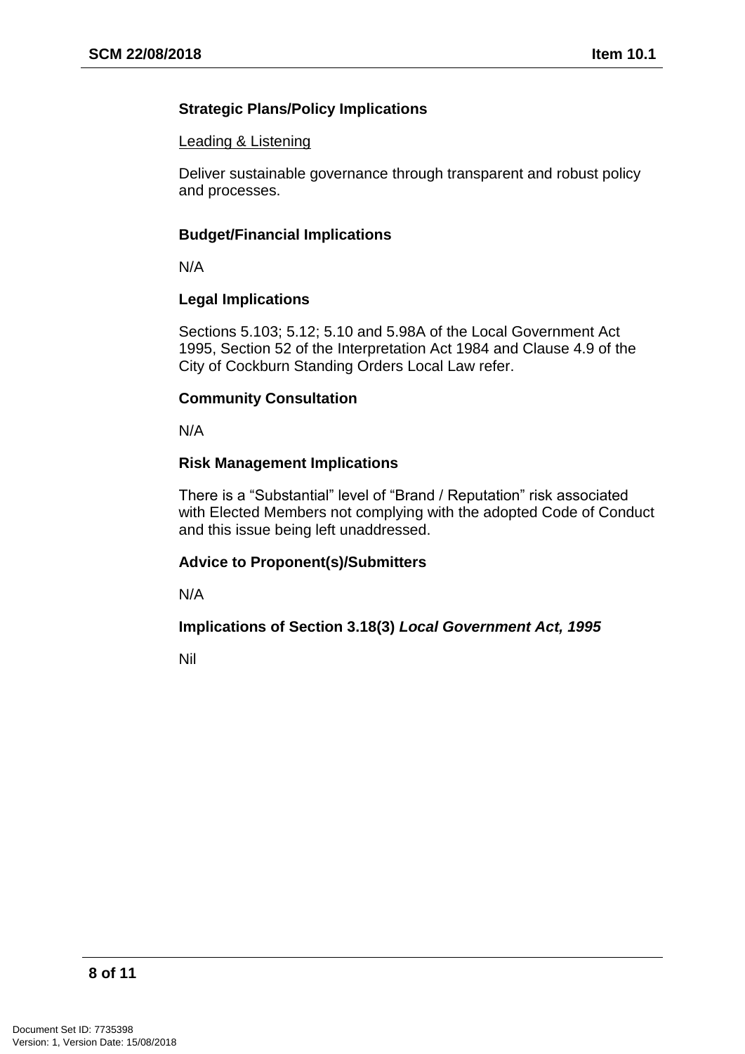**Strategic Plans/Policy Implications**

Leading & Listening

Deliver sustainable governance through transparent and robust policy and processes.

**Budget/Financial Implications**

N/A

**Legal Implications**

Sections 5.103; 5.12; 5.10 and 5.98A of the Local Government Act 1995, Section 52 of the Interpretation Act 1984 and Clause 4.9 of the City of Cockburn Standing Orders Local Law refer.

**Community Consultation**

N/A

**Risk Management Implications**

There is a "Substantial" level of "Brand / Reputation" risk associated with Elected Members not complying with the adopted Code of Conduct and this issue being left unaddressed.

**Advice to Proponent(s)/Submitters**

N/A

**Implications of Section 3.18(3) *Local Government Act, 1995***

Nil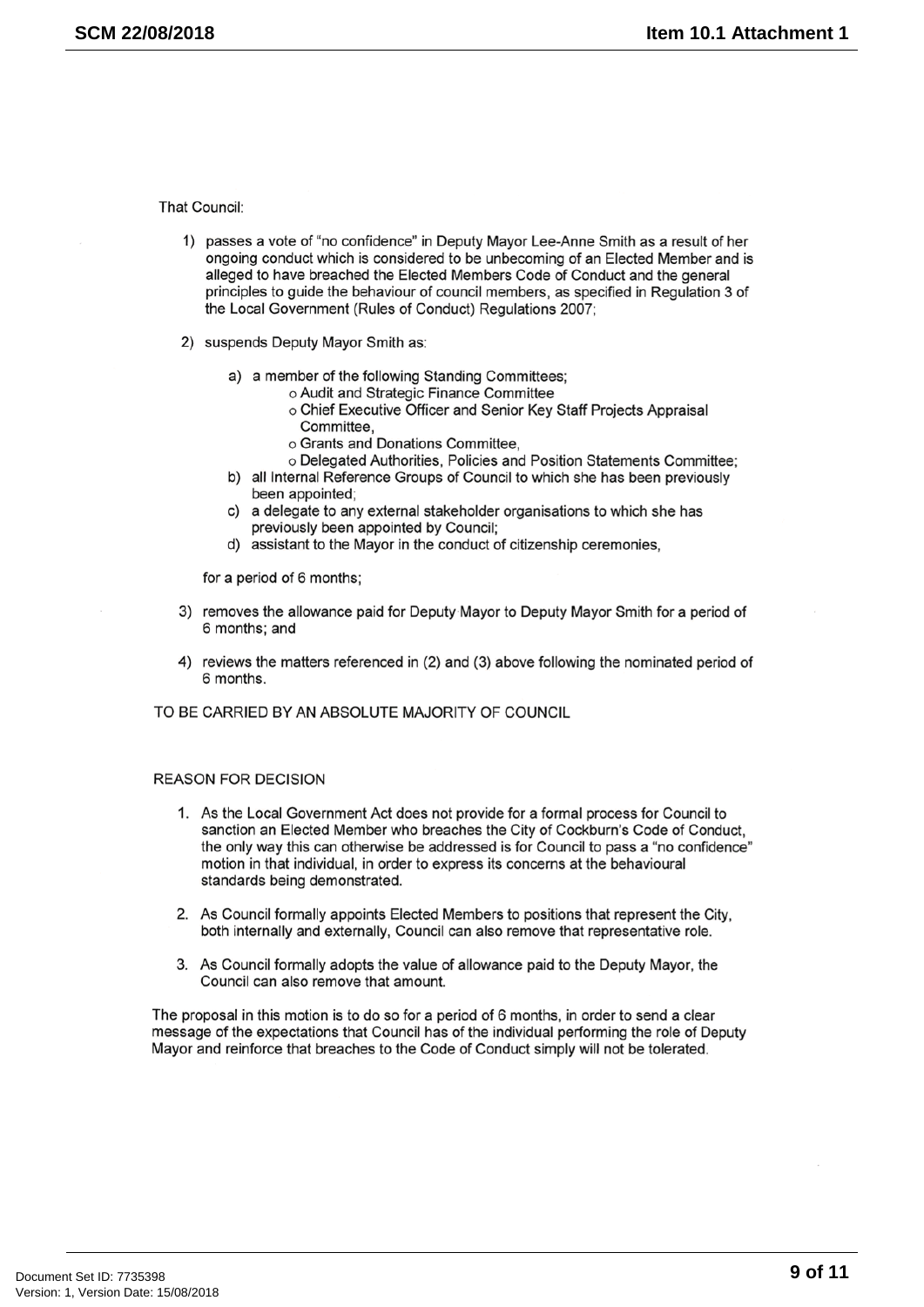That Council:

1) passes a vote of "no confidence" in Deputy Mayor Lee-Anne Smith as a result of her ongoing conduct which is considered to be unbecoming of an Elected Member and is alleged to have breached the Elected Members Code of Conduct and the general principles to guide the behaviour of council members, as specified in Regulation 3 of the Local Government (Rules of Conduct) Regulations 2007;

2) suspends Deputy Mayor Smith as:

   a) a member of the following Standing Committees;
      - o Audit and Strategic Finance Committee
      - o Chief Executive Officer and Senior Key Staff Projects Appraisal Committee,
      - o Grants and Donations Committee,
      - o Delegated Authorities, Policies and Position Statements Committee;

   b) all Internal Reference Groups of Council to which she has been previously been appointed;

   c) a delegate to any external stakeholder organisations to which she has previously been appointed by Council;

   d) assistant to the Mayor in the conduct of citizenship ceremonies,

   for a period of 6 months;

3) removes the allowance paid for Deputy Mayor to Deputy Mayor Smith for a period of 6 months; and

4) reviews the matters referenced in (2) and (3) above following the nominated period of 6 months.

TO BE CARRIED BY AN ABSOLUTE MAJORITY OF COUNCIL

REASON FOR DECISION

1. As the Local Government Act does not provide for a formal process for Council to sanction an Elected Member who breaches the City of Cockburn's Code of Conduct, the only way this can otherwise be addressed is for Council to pass a "no confidence" motion in that individual, in order to express its concerns at the behavioural standards being demonstrated.

2. As Council formally appoints Elected Members to positions that represent the City, both internally and externally, Council can also remove that representative role.

3. As Council formally adopts the value of allowance paid to the Deputy Mayor, the Council can also remove that amount.

The proposal in this motion is to do so for a period of 6 months, in order to send a clear message of the expectations that Council has of the individual performing the role of Deputy Mayor and reinforce that breaches to the Code of Conduct simply will not be tolerated.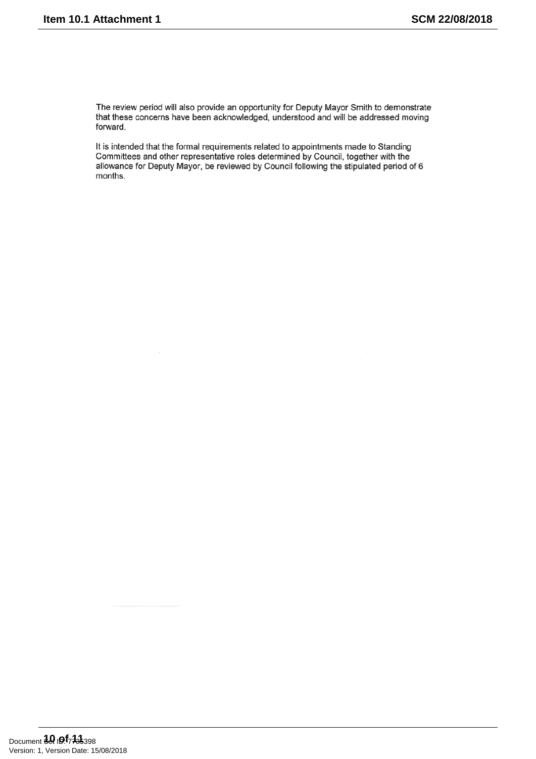The review period will also provide an opportunity for Deputy Mayor Smith to demonstrate that these concerns have been acknowledged, understood and will be addressed moving forward.

It is intended that the formal requirements related to appointments made to Standing Committees and other representative roles determined by Council, together with the allowance for Deputy Mayor, be reviewed by Council following the stipulated period of 6 months.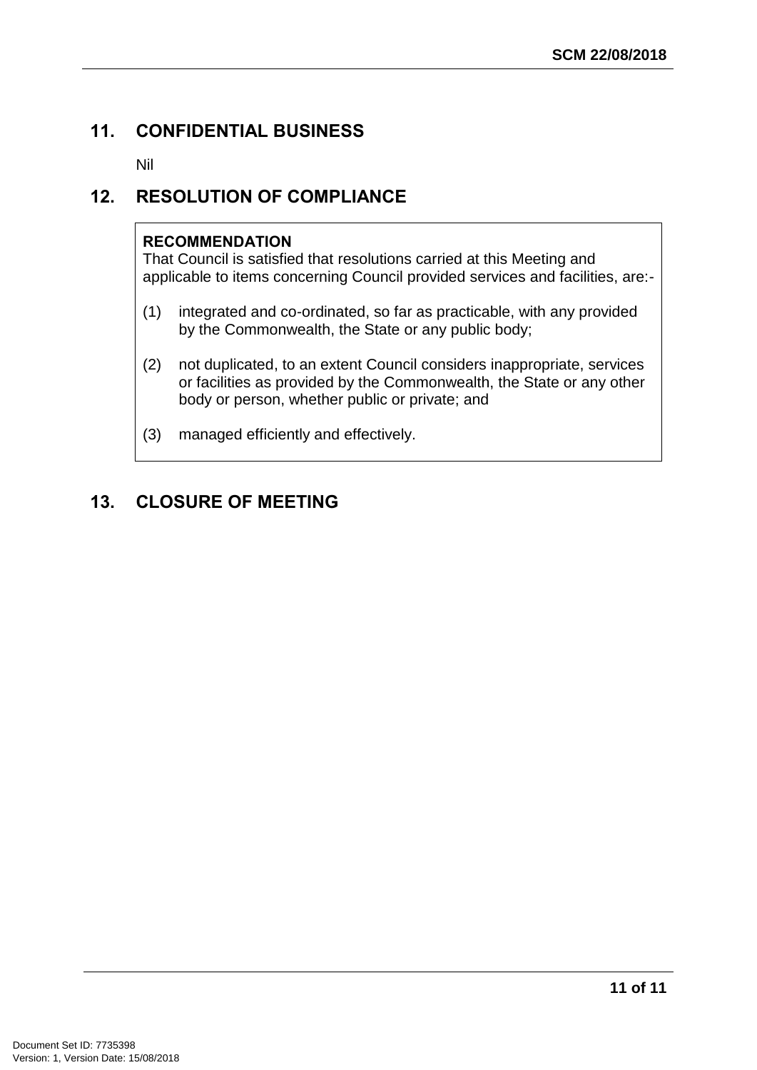## 11. CONFIDENTIAL BUSINESS

Nil

## 12. RESOLUTION OF COMPLIANCE

**RECOMMENDATION**

That Council is satisfied that resolutions carried at this Meeting and applicable to items concerning Council provided services and facilities, are:-

(1) integrated and co-ordinated, so far as practicable, with any provided by the Commonwealth, the State or any public body;

(2) not duplicated, to an extent Council considers inappropriate, services or facilities as provided by the Commonwealth, the State or any other body or person, whether public or private; and

(3) managed efficiently and effectively.

## 13. CLOSURE OF MEETING

Document Set ID: 7735398
Version: 1, Version Date: 15/08/2018